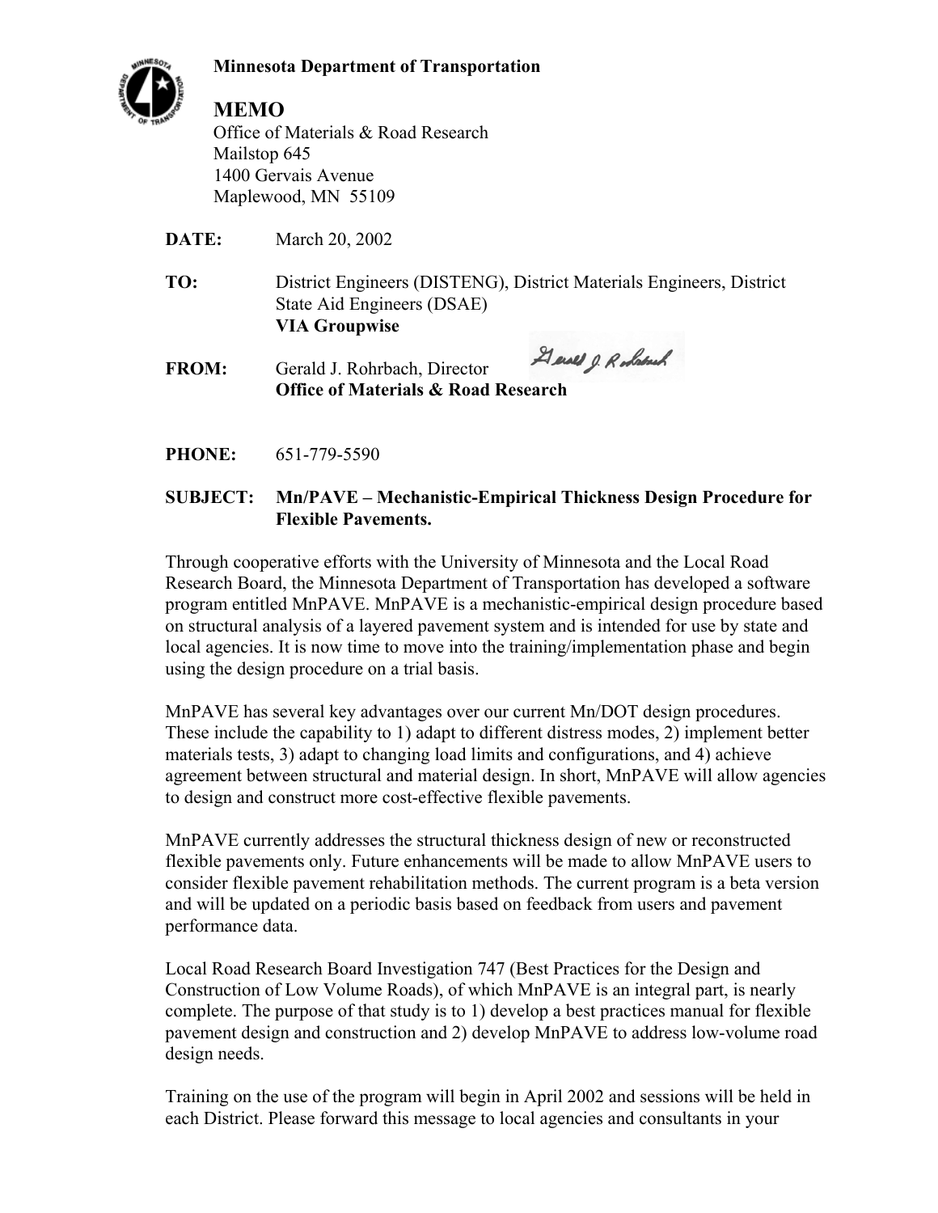**Minnesota Department of Transportation**

# MEMO

Office of Materials & Road Research
Mailstop 645
1400 Gervais Avenue
Maplewood, MN 55109

**DATE:** March 20, 2002

**TO:** District Engineers (DISTENG), District Materials Engineers, District State Aid Engineers (DSAE)
**VIA Groupwise**

**FROM:** Gerald J. Rohrbach, Director
**Office of Materials & Road Research**

**PHONE:** 651-779-5590

**SUBJECT: Mn/PAVE – Mechanistic-Empirical Thickness Design Procedure for Flexible Pavements.**

Through cooperative efforts with the University of Minnesota and the Local Road Research Board, the Minnesota Department of Transportation has developed a software program entitled MnPAVE. MnPAVE is a mechanistic-empirical design procedure based on structural analysis of a layered pavement system and is intended for use by state and local agencies. It is now time to move into the training/implementation phase and begin using the design procedure on a trial basis.

MnPAVE has several key advantages over our current Mn/DOT design procedures. These include the capability to 1) adapt to different distress modes, 2) implement better materials tests, 3) adapt to changing load limits and configurations, and 4) achieve agreement between structural and material design. In short, MnPAVE will allow agencies to design and construct more cost-effective flexible pavements.

MnPAVE currently addresses the structural thickness design of new or reconstructed flexible pavements only. Future enhancements will be made to allow MnPAVE users to consider flexible pavement rehabilitation methods. The current program is a beta version and will be updated on a periodic basis based on feedback from users and pavement performance data.

Local Road Research Board Investigation 747 (Best Practices for the Design and Construction of Low Volume Roads), of which MnPAVE is an integral part, is nearly complete. The purpose of that study is to 1) develop a best practices manual for flexible pavement design and construction and 2) develop MnPAVE to address low-volume road design needs.

Training on the use of the program will begin in April 2002 and sessions will be held in each District. Please forward this message to local agencies and consultants in your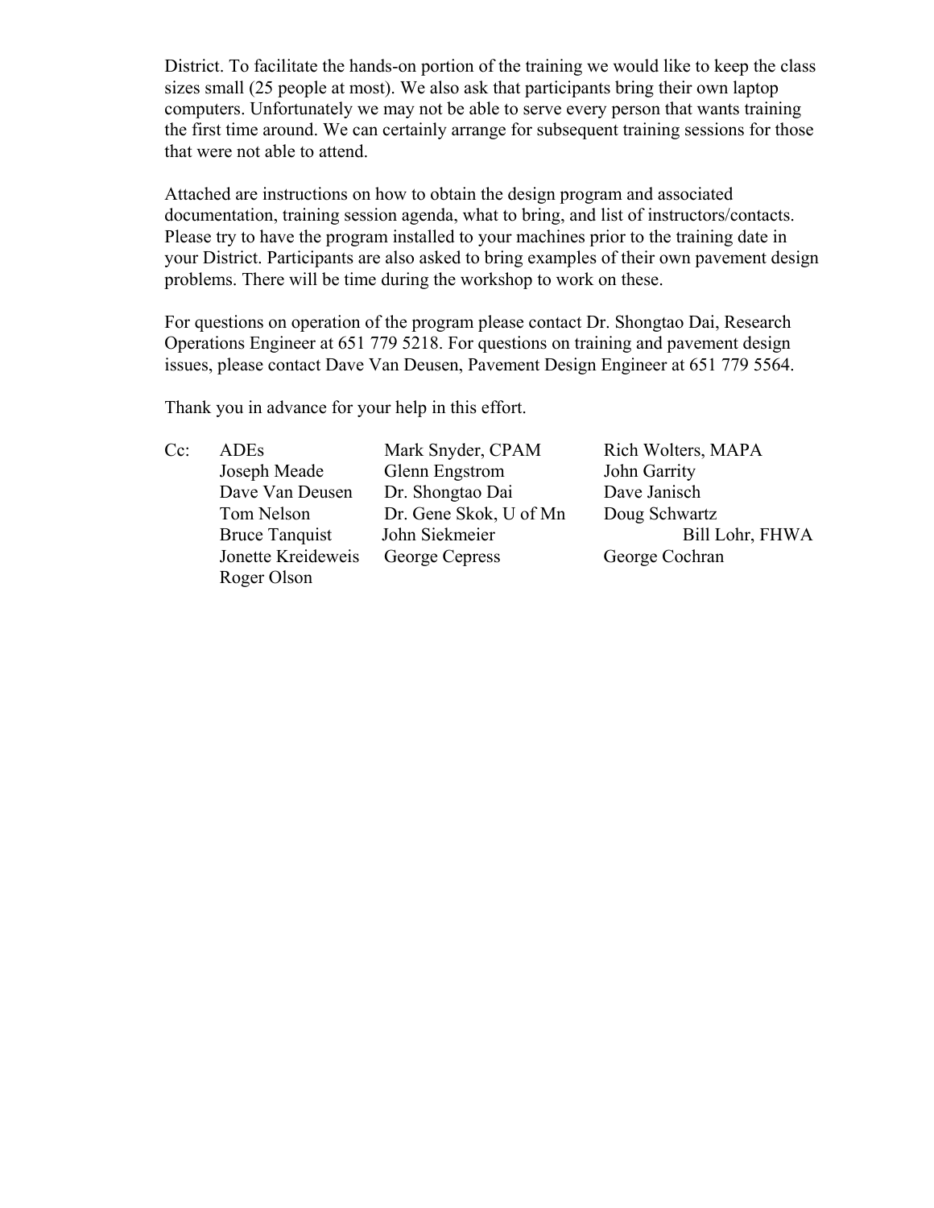District. To facilitate the hands-on portion of the training we would like to keep the class sizes small (25 people at most). We also ask that participants bring their own laptop computers. Unfortunately we may not be able to serve every person that wants training the first time around. We can certainly arrange for subsequent training sessions for those that were not able to attend.

Attached are instructions on how to obtain the design program and associated documentation, training session agenda, what to bring, and list of instructors/contacts. Please try to have the program installed to your machines prior to the training date in your District. Participants are also asked to bring examples of their own pavement design problems. There will be time during the workshop to work on these.

For questions on operation of the program please contact Dr. Shongtao Dai, Research Operations Engineer at 651 779 5218. For questions on training and pavement design issues, please contact Dave Van Deusen, Pavement Design Engineer at 651 779 5564.

Thank you in advance for your help in this effort.

| Cc: | | | |
|---|---|---|---|
| | ADEs | Mark Snyder, CPAM | Rich Wolters, MAPA |
| | Joseph Meade | Glenn Engstrom | John Garrity |
| | Dave Van Deusen | Dr. Shongtao Dai | Dave Janisch |
| | Tom Nelson | Dr. Gene Skok, U of Mn | Doug Schwartz |
| | Bruce Tanquist | John Siekmeier | Bill Lohr, FHWA |
| | Jonette Kreideweis | George Cepress | George Cochran |
| | Roger Olson | | |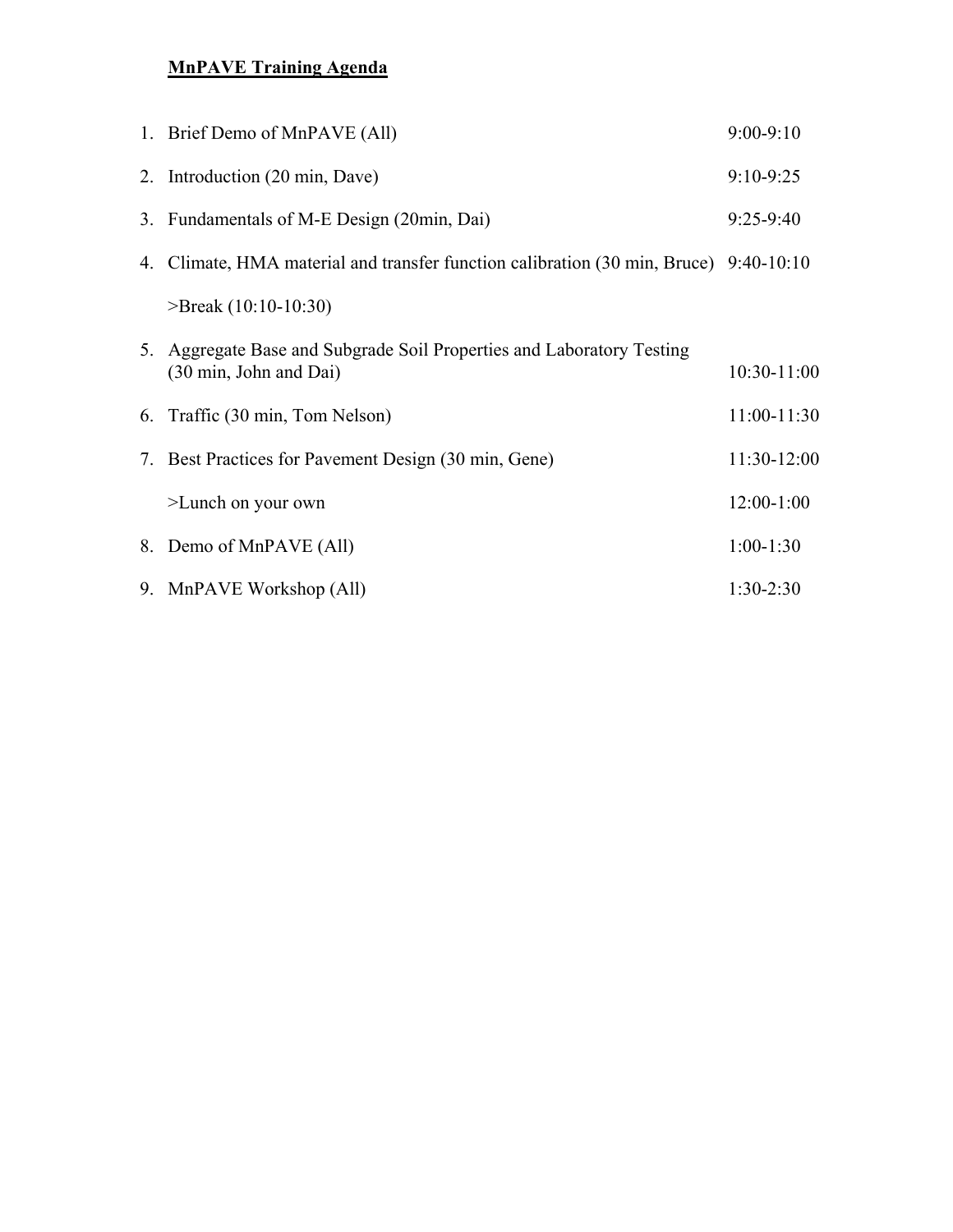**MnPAVE Training Agenda**

1. Brief Demo of MnPAVE (All) 9:00-9:10
2. Introduction (20 min, Dave) 9:10-9:25
3. Fundamentals of M-E Design (20min, Dai) 9:25-9:40
4. Climate, HMA material and transfer function calibration (30 min, Bruce) 9:40-10:10

   >Break (10:10-10:30)

5. Aggregate Base and Subgrade Soil Properties and Laboratory Testing (30 min, John and Dai) 10:30-11:00
6. Traffic (30 min, Tom Nelson) 11:00-11:30
7. Best Practices for Pavement Design (30 min, Gene) 11:30-12:00

   >Lunch on your own 12:00-1:00

8. Demo of MnPAVE (All) 1:00-1:30
9. MnPAVE Workshop (All) 1:30-2:30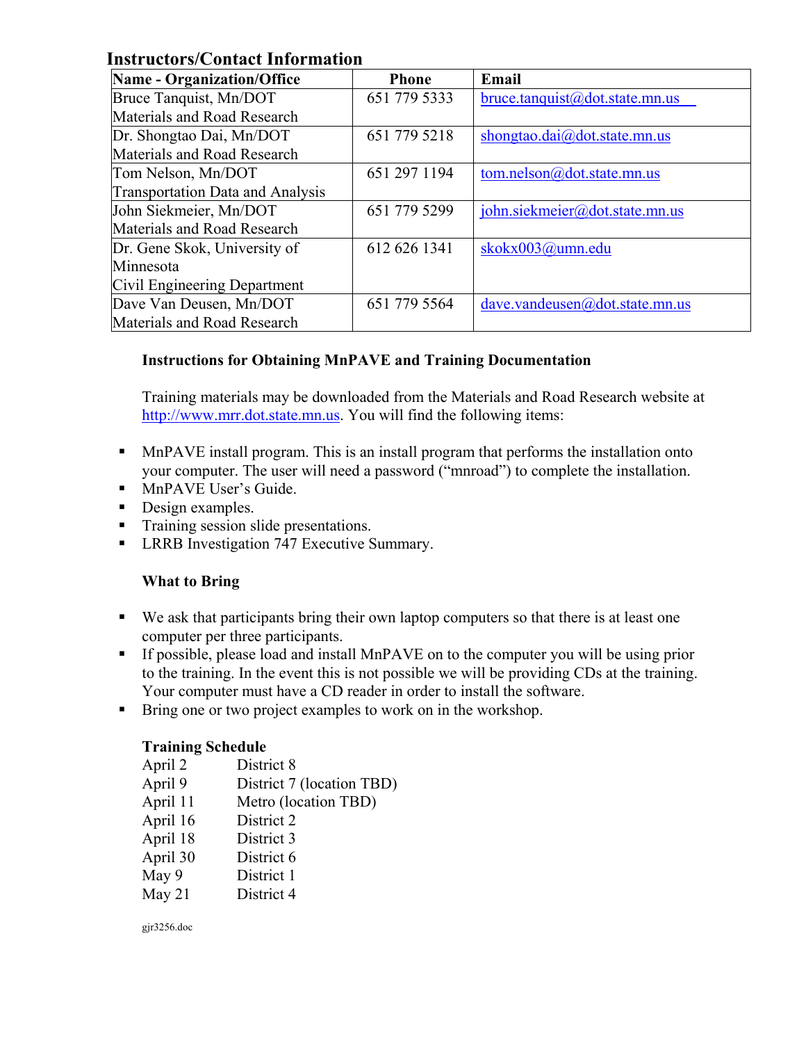## Instructors/Contact Information

| Name - Organization/Office | Phone | Email |
|---|---|---|
| Bruce Tanquist, Mn/DOT Materials and Road Research | 651 779 5333 | bruce.tanquist@dot.state.mn.us |
| Dr. Shongtao Dai, Mn/DOT Materials and Road Research | 651 779 5218 | shongtao.dai@dot.state.mn.us |
| Tom Nelson, Mn/DOT Transportation Data and Analysis | 651 297 1194 | tom.nelson@dot.state.mn.us |
| John Siekmeier, Mn/DOT Materials and Road Research | 651 779 5299 | john.siekmeier@dot.state.mn.us |
| Dr. Gene Skok, University of Minnesota Civil Engineering Department | 612 626 1341 | skokx003@umn.edu |
| Dave Van Deusen, Mn/DOT Materials and Road Research | 651 779 5564 | dave.vandeusen@dot.state.mn.us |

**Instructions for Obtaining MnPAVE and Training Documentation**

Training materials may be downloaded from the Materials and Road Research website at http://www.mrr.dot.state.mn.us. You will find the following items:

- MnPAVE install program. This is an install program that performs the installation onto your computer. The user will need a password ("mnroad") to complete the installation.
- MnPAVE User's Guide.
- Design examples.
- Training session slide presentations.
- LRRB Investigation 747 Executive Summary.

**What to Bring**

- We ask that participants bring their own laptop computers so that there is at least one computer per three participants.
- If possible, please load and install MnPAVE on to the computer you will be using prior to the training. In the event this is not possible we will be providing CDs at the training. Your computer must have a CD reader in order to install the software.
- Bring one or two project examples to work on in the workshop.

**Training Schedule**

| | |
|---|---|
| April 2 | District 8 |
| April 9 | District 7 (location TBD) |
| April 11 | Metro (location TBD) |
| April 16 | District 2 |
| April 18 | District 3 |
| April 30 | District 6 |
| May 9 | District 1 |
| May 21 | District 4 |

gjr3256.doc